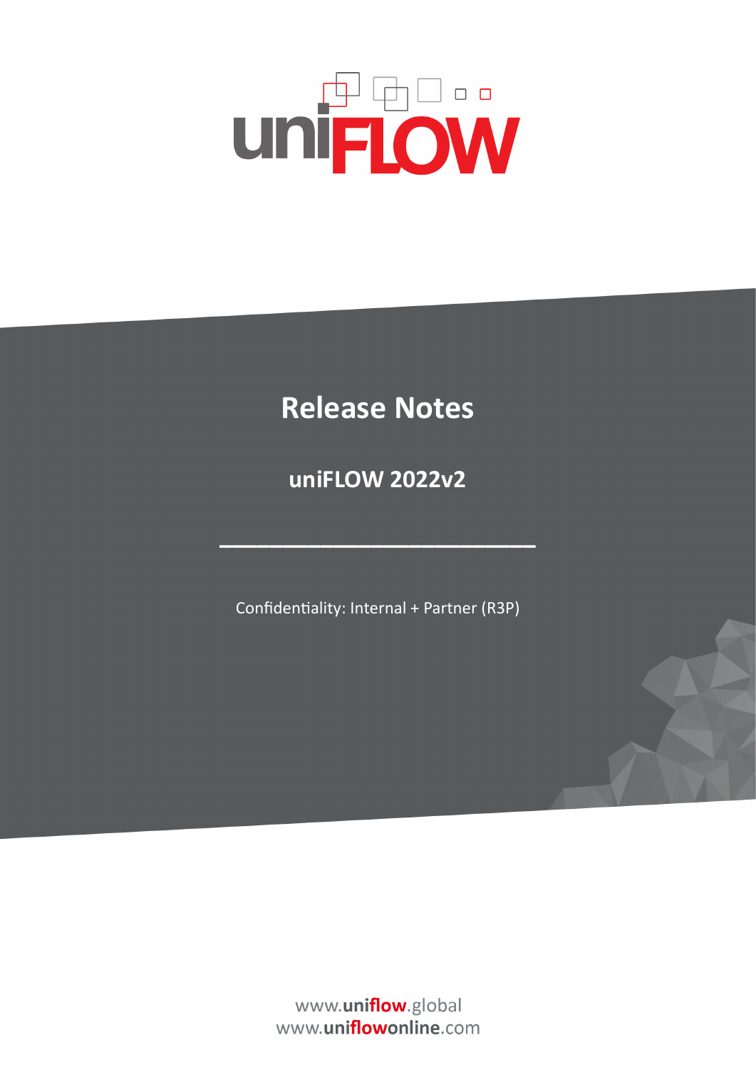uniFLOW

# Release Notes

## uniFLOW 2022v2

Confidentiality: Internal + Partner (R3P)

www.uniflow.global
www.uniflowonline.com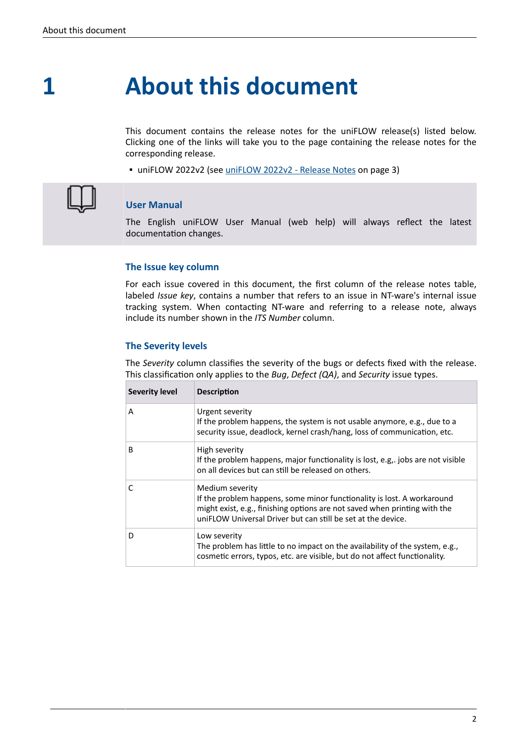# 1 About this document

This document contains the release notes for the uniFLOW release(s) listed below. Clicking one of the links will take you to the page containing the release notes for the corresponding release.

- uniFLOW 2022v2 (see uniFLOW 2022v2 - Release Notes on page 3)

### User Manual

The English uniFLOW User Manual (web help) will always reflect the latest documentation changes.

### The Issue key column

For each issue covered in this document, the first column of the release notes table, labeled *Issue key*, contains a number that refers to an issue in NT-ware's internal issue tracking system. When contacting NT-ware and referring to a release note, always include its number shown in the *ITS Number* column.

### The Severity levels

The *Severity* column classifies the severity of the bugs or defects fixed with the release. This classification only applies to the *Bug*, *Defect (QA)*, and *Security* issue types.

| Severity level | Description |
|---|---|
| A | Urgent severity<br>If the problem happens, the system is not usable anymore, e.g., due to a security issue, deadlock, kernel crash/hang, loss of communication, etc. |
| B | High severity<br>If the problem happens, major functionality is lost, e.g,. jobs are not visible on all devices but can still be released on others. |
| C | Medium severity<br>If the problem happens, some minor functionality is lost. A workaround might exist, e.g., finishing options are not saved when printing with the uniFLOW Universal Driver but can still be set at the device. |
| D | Low severity<br>The problem has little to no impact on the availability of the system, e.g., cosmetic errors, typos, etc. are visible, but do not affect functionality. |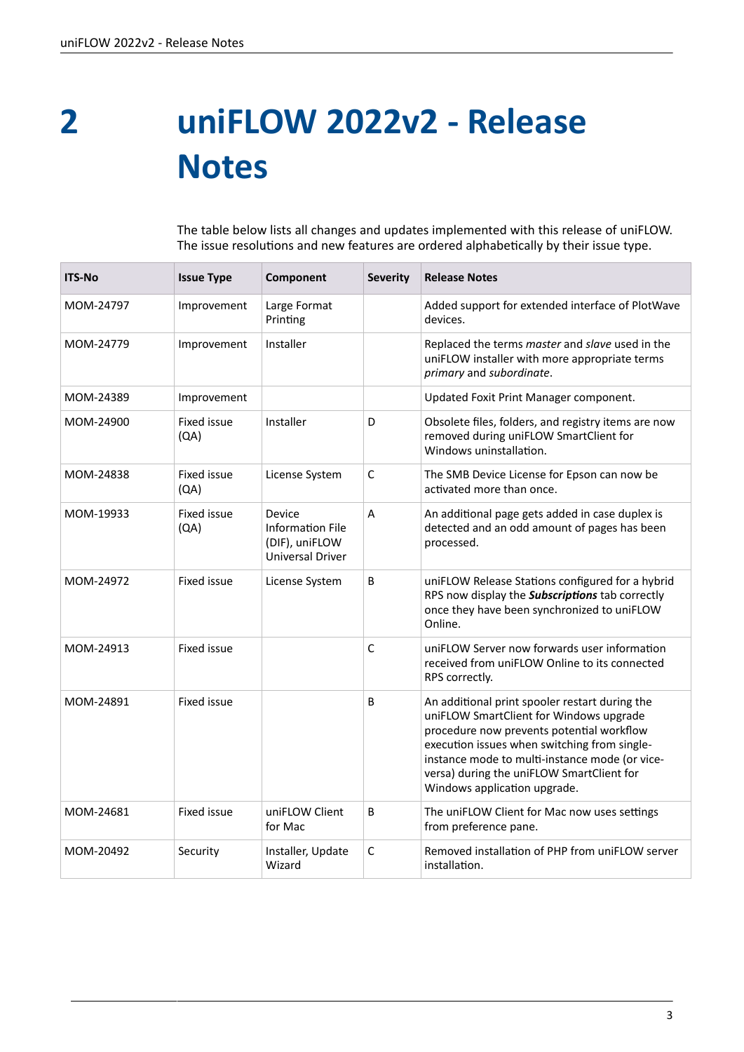# 2 uniFLOW 2022v2 - Release Notes

The table below lists all changes and updates implemented with this release of uniFLOW. The issue resolutions and new features are ordered alphabetically by their issue type.

| ITS-No | Issue Type | Component | Severity | Release Notes |
|---|---|---|---|---|
| MOM-24797 | Improvement | Large Format Printing | | Added support for extended interface of PlotWave devices. |
| MOM-24779 | Improvement | Installer | | Replaced the terms *master* and *slave* used in the uniFLOW installer with more appropriate terms *primary* and *subordinate*. |
| MOM-24389 | Improvement | | | Updated Foxit Print Manager component. |
| MOM-24900 | Fixed issue (QA) | Installer | D | Obsolete files, folders, and registry items are now removed during uniFLOW SmartClient for Windows uninstallation. |
| MOM-24838 | Fixed issue (QA) | License System | C | The SMB Device License for Epson can now be activated more than once. |
| MOM-19933 | Fixed issue (QA) | Device Information File (DIF), uniFLOW Universal Driver | A | An additional page gets added in case duplex is detected and an odd amount of pages has been processed. |
| MOM-24972 | Fixed issue | License System | B | uniFLOW Release Stations configured for a hybrid RPS now display the ***Subscriptions*** tab correctly once they have been synchronized to uniFLOW Online. |
| MOM-24913 | Fixed issue | | C | uniFLOW Server now forwards user information received from uniFLOW Online to its connected RPS correctly. |
| MOM-24891 | Fixed issue | | B | An additional print spooler restart during the uniFLOW SmartClient for Windows upgrade procedure now prevents potential workflow execution issues when switching from single-instance mode to multi-instance mode (or vice-versa) during the uniFLOW SmartClient for Windows application upgrade. |
| MOM-24681 | Fixed issue | uniFLOW Client for Mac | B | The uniFLOW Client for Mac now uses settings from preference pane. |
| MOM-20492 | Security | Installer, Update Wizard | C | Removed installation of PHP from uniFLOW server installation. |